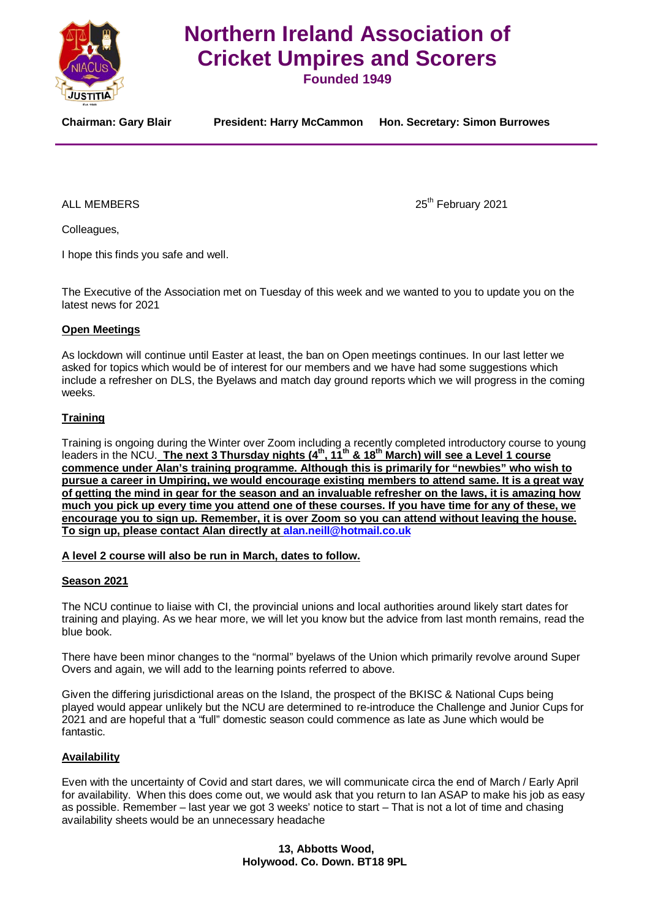# Northern Ireland Association of Cricket Umpires and Scorers

**Founded 1949**

**Chairman: Gary Blair** | **President: Harry McCammon** | **Hon. Secretary: Simon Burrowes**

---

ALL MEMBERS

25th February 2021

Colleagues,

I hope this finds you safe and well.

The Executive of the Association met on Tuesday of this week and we wanted to you to update you on the latest news for 2021

**Open Meetings**

As lockdown will continue until Easter at least, the ban on Open meetings continues. In our last letter we asked for topics which would be of interest for our members and we have had some suggestions which include a refresher on DLS, the Byelaws and match day ground reports which we will progress in the coming weeks.

**Training**

Training is ongoing during the Winter over Zoom including a recently completed introductory course to young leaders in the NCU. **The next 3 Thursday nights (4th, 11th & 18th March) will see a Level 1 course commence under Alan's training programme. Although this is primarily for "newbies" who wish to pursue a career in Umpiring, we would encourage existing members to attend same. It is a great way of getting the mind in gear for the season and an invaluable refresher on the laws, it is amazing how much you pick up every time you attend one of these courses. If you have time for any of these, we encourage you to sign up. Remember, it is over Zoom so you can attend without leaving the house. To sign up, please contact Alan directly at alan.neill@hotmail.co.uk**

**A level 2 course will also be run in March, dates to follow.**

**Season 2021**

The NCU continue to liaise with CI, the provincial unions and local authorities around likely start dates for training and playing. As we hear more, we will let you know but the advice from last month remains, read the blue book.

There have been minor changes to the "normal" byelaws of the Union which primarily revolve around Super Overs and again, we will add to the learning points referred to above.

Given the differing jurisdictional areas on the Island, the prospect of the BKISC & National Cups being played would appear unlikely but the NCU are determined to re-introduce the Challenge and Junior Cups for 2021 and are hopeful that a "full" domestic season could commence as late as June which would be fantastic.

**Availability**

Even with the uncertainty of Covid and start dares, we will communicate circa the end of March / Early April for availability. When this does come out, we would ask that you return to Ian ASAP to make his job as easy as possible. Remember – last year we got 3 weeks' notice to start – That is not a lot of time and chasing availability sheets would be an unnecessary headache

**13, Abbotts Wood,**
**Holywood. Co. Down. BT18 9PL**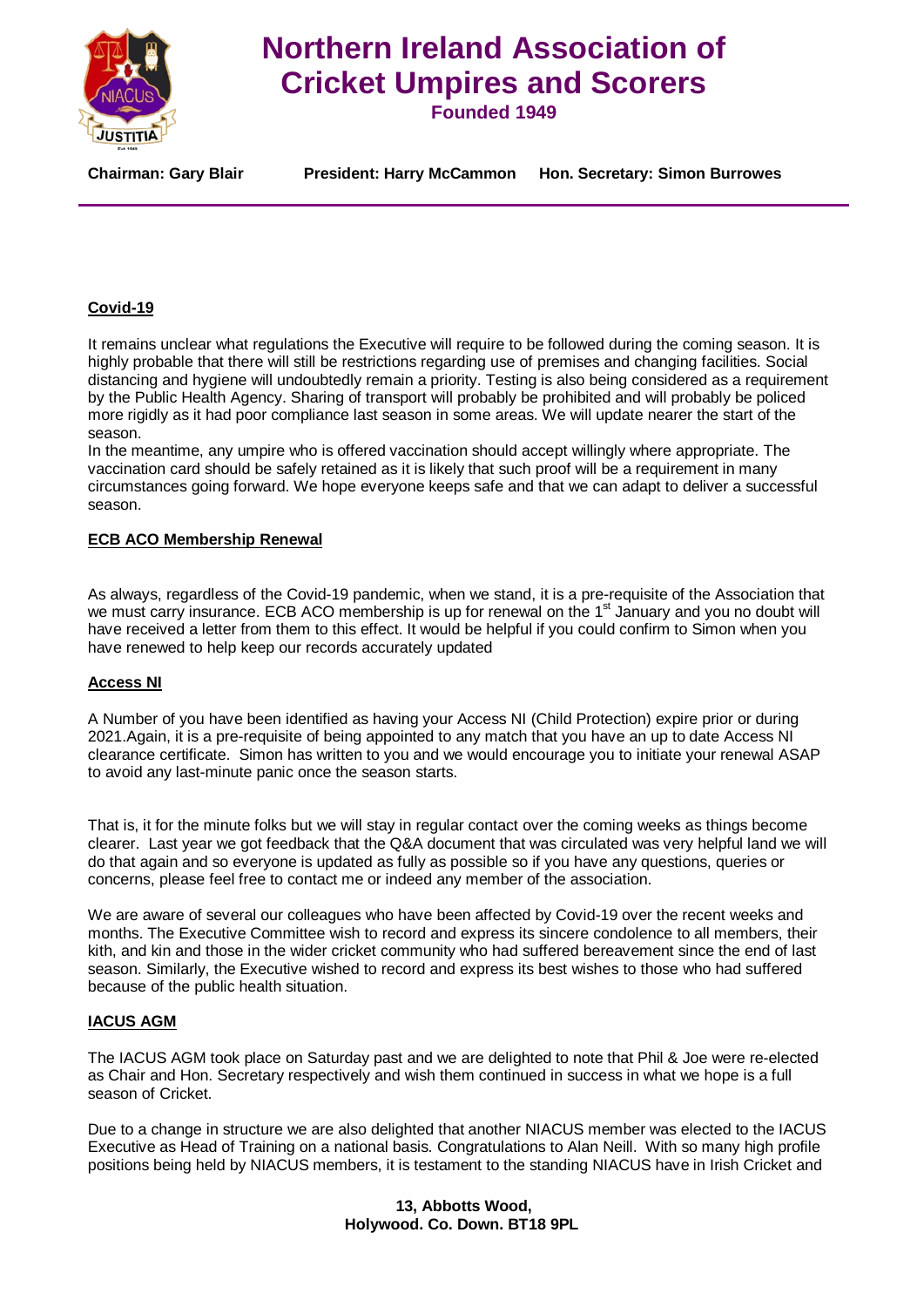# Northern Ireland Association of Cricket Umpires and Scorers

**Founded 1949**

**Chairman: Gary Blair** **President: Harry McCammon** **Hon. Secretary: Simon Burrowes**

**Covid-19**

It remains unclear what regulations the Executive will require to be followed during the coming season. It is highly probable that there will still be restrictions regarding use of premises and changing facilities. Social distancing and hygiene will undoubtedly remain a priority. Testing is also being considered as a requirement by the Public Health Agency. Sharing of transport will probably be prohibited and will probably be policed more rigidly as it had poor compliance last season in some areas. We will update nearer the start of the season.

In the meantime, any umpire who is offered vaccination should accept willingly where appropriate. The vaccination card should be safely retained as it is likely that such proof will be a requirement in many circumstances going forward. We hope everyone keeps safe and that we can adapt to deliver a successful season.

**ECB ACO Membership Renewal**

As always, regardless of the Covid-19 pandemic, when we stand, it is a pre-requisite of the Association that we must carry insurance. ECB ACO membership is up for renewal on the 1st January and you no doubt will have received a letter from them to this effect. It would be helpful if you could confirm to Simon when you have renewed to help keep our records accurately updated

**Access NI**

A Number of you have been identified as having your Access NI (Child Protection) expire prior or during 2021.Again, it is a pre-requisite of being appointed to any match that you have an up to date Access NI clearance certificate. Simon has written to you and we would encourage you to initiate your renewal ASAP to avoid any last-minute panic once the season starts.

That is, it for the minute folks but we will stay in regular contact over the coming weeks as things become clearer. Last year we got feedback that the Q&A document that was circulated was very helpful land we will do that again and so everyone is updated as fully as possible so if you have any questions, queries or concerns, please feel free to contact me or indeed any member of the association.

We are aware of several our colleagues who have been affected by Covid-19 over the recent weeks and months. The Executive Committee wish to record and express its sincere condolence to all members, their kith, and kin and those in the wider cricket community who had suffered bereavement since the end of last season. Similarly, the Executive wished to record and express its best wishes to those who had suffered because of the public health situation.

**IACUS AGM**

The IACUS AGM took place on Saturday past and we are delighted to note that Phil & Joe were re-elected as Chair and Hon. Secretary respectively and wish them continued in success in what we hope is a full season of Cricket.

Due to a change in structure we are also delighted that another NIACUS member was elected to the IACUS Executive as Head of Training on a national basis. Congratulations to Alan Neill. With so many high profile positions being held by NIACUS members, it is testament to the standing NIACUS have in Irish Cricket and

**13, Abbotts Wood,**
**Holywood. Co. Down. BT18 9PL**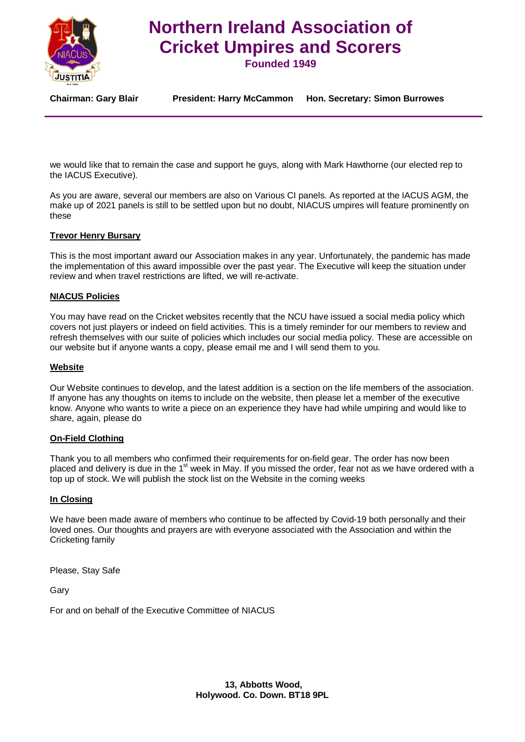we would like that to remain the case and support he guys, along with Mark Hawthorne (our elected rep to the IACUS Executive).

As you are aware, several our members are also on Various CI panels. As reported at the IACUS AGM, the make up of 2021 panels is still to be settled upon but no doubt, NIACUS umpires will feature prominently on these

**Trevor Henry Bursary**

This is the most important award our Association makes in any year. Unfortunately, the pandemic has made the implementation of this award impossible over the past year. The Executive will keep the situation under review and when travel restrictions are lifted, we will re-activate.

**NIACUS Policies**

You may have read on the Cricket websites recently that the NCU have issued a social media policy which covers not just players or indeed on field activities. This is a timely reminder for our members to review and refresh themselves with our suite of policies which includes our social media policy. These are accessible on our website but if anyone wants a copy, please email me and I will send them to you.

**Website**

Our Website continues to develop, and the latest addition is a section on the life members of the association. If anyone has any thoughts on items to include on the website, then please let a member of the executive know. Anyone who wants to write a piece on an experience they have had while umpiring and would like to share, again, please do

**On-Field Clothing**

Thank you to all members who confirmed their requirements for on-field gear. The order has now been placed and delivery is due in the 1st week in May. If you missed the order, fear not as we have ordered with a top up of stock. We will publish the stock list on the Website in the coming weeks

**In Closing**

We have been made aware of members who continue to be affected by Covid-19 both personally and their loved ones. Our thoughts and prayers are with everyone associated with the Association and within the Cricketing family

Please, Stay Safe

Gary

For and on behalf of the Executive Committee of NIACUS